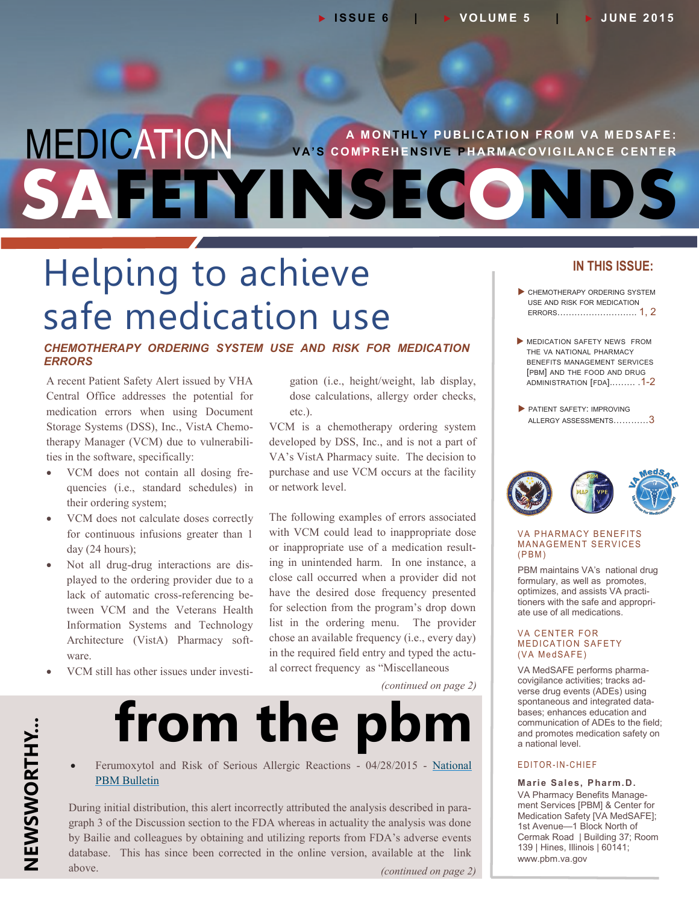# MEDICATION SAFETY IN SECONDS

A MONTHLY PUBLICATION FROM VA MEDSAFE: VA'S COMPREHENSIVE PHARMACOVIGILANCE CENTER

ISSUE 6 | VOLUME 5 | JUNE 2015

## Helping to achieve safe medication use

### *CHEMOTHERAPY ORDERING SYSTEM USE AND RISK FOR MEDICATION ERRORS*

A recent Patient Safety Alert issued by VHA Central Office addresses the potential for medication errors when using Document Storage Systems (DSS), Inc., VistA Chemotherapy Manager (VCM) due to vulnerabilities in the software, specifically:

- VCM does not contain all dosing frequencies (i.e., standard schedules) in their ordering system;
- VCM does not calculate doses correctly for continuous infusions greater than 1 day (24 hours);
- Not all drug-drug interactions are displayed to the ordering provider due to a lack of automatic cross-referencing between VCM and the Veterans Health Information Systems and Technology Architecture (VistA) Pharmacy software.
- VCM still has other issues under investigation (i.e., height/weight, lab display, dose calculations, allergy order checks, etc.).

VCM is a chemotherapy ordering system developed by DSS, Inc., and is not a part of VA's VistA Pharmacy suite. The decision to purchase and use VCM occurs at the facility or network level.

The following examples of errors associated with VCM could lead to inappropriate dose or inappropriate use of a medication resulting in unintended harm. In one instance, a close call occurred when a provider did not have the desired dose frequency presented for selection from the program's drop down list in the ordering menu. The provider chose an available frequency (i.e., every day) in the required field entry and typed the actual correct frequency as "Miscellaneous

*(continued on page 2)*

## NEWSWORTHY... from the pbm

- Ferumoxytol and Risk of Serious Allergic Reactions - 04/28/2015 - National PBM Bulletin

During initial distribution, this alert incorrectly attributed the analysis described in paragraph 3 of the Discussion section to the FDA whereas in actuality the analysis was done by Bailie and colleagues by obtaining and utilizing reports from FDA's adverse events database. This has since been corrected in the online version, available at the link above.

*(continued on page 2)*

## IN THIS ISSUE:

- CHEMOTHERAPY ORDERING SYSTEM USE AND RISK FOR MEDICATION ERRORS............................ 1, 2
- MEDICATION SAFETY NEWS FROM THE VA NATIONAL PHARMACY BENEFITS MANAGEMENT SERVICES [PBM] AND THE FOOD AND DRUG ADMINISTRATION [FDA]......... .1-2
- PATIENT SAFETY: IMPROVING ALLERGY ASSESSMENTS............3

### VA PHARMACY BENEFITS MANAGEMENT SERVICES (PBM)

PBM maintains VA's national drug formulary, as well as promotes, optimizes, and assists VA practitioners with the safe and appropriate use of all medications.

### VA CENTER FOR MEDICATION SAFETY (VA MedSAFE)

VA MedSAFE performs pharmacovigilance activities; tracks adverse drug events (ADEs) using spontaneous and integrated databases; enhances education and communication of ADEs to the field; and promotes medication safety on a national level.

### EDITOR-IN-CHIEF

**Marie Sales, Pharm.D.**
VA Pharmacy Benefits Management Services [PBM] & Center for Medication Safety [VA MedSAFE]; 1st Avenue—1 Block North of Cermak Road | Building 37; Room 139 | Hines, Illinois | 60141; www.pbm.va.gov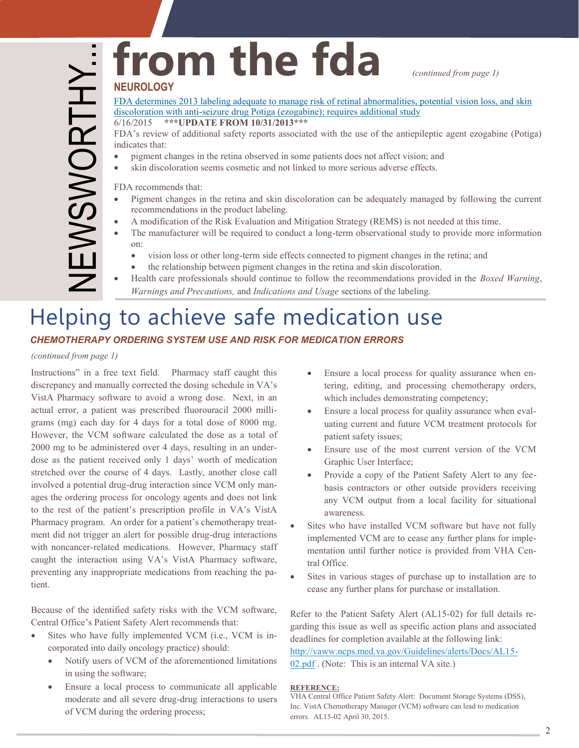# NEWSWORTHY… from the fda

*(continued from page 1)*

## NEUROLOGY

[FDA determines 2013 labeling adequate to manage risk of retinal abnormalities, potential vision loss, and skin discoloration with anti-seizure drug Potiga (ezogabine); requires additional study]

6/16/2015 **\*\*\*UPDATE FROM 10/31/2013\*\*\***

FDA's review of additional safety reports associated with the use of the antiepileptic agent ezogabine (Potiga) indicates that:

- pigment changes in the retina observed in some patients does not affect vision; and
- skin discoloration seems cosmetic and not linked to more serious adverse effects.

FDA recommends that:

- Pigment changes in the retina and skin discoloration can be adequately managed by following the current recommendations in the product labeling.
- A modification of the Risk Evaluation and Mitigation Strategy (REMS) is not needed at this time.
- The manufacturer will be required to conduct a long-term observational study to provide more information on:
  - vision loss or other long-term side effects connected to pigment changes in the retina; and
  - the relationship between pigment changes in the retina and skin discoloration.
- Health care professionals should continue to follow the recommendations provided in the *Boxed Warning*, *Warnings and Precautions,* and *Indications and Usage* sections of the labeling.

# Helping to achieve safe medication use

### *CHEMOTHERAPY ORDERING SYSTEM USE AND RISK FOR MEDICATION ERRORS*

*(continued from page 1)*

Instructions" in a free text field. Pharmacy staff caught this discrepancy and manually corrected the dosing schedule in VA's VistA Pharmacy software to avoid a wrong dose. Next, in an actual error, a patient was prescribed fluorouracil 2000 milligrams (mg) each day for 4 days for a total dose of 8000 mg. However, the VCM software calculated the dose as a total of 2000 mg to be administered over 4 days, resulting in an underdose as the patient received only 1 days' worth of medication stretched over the course of 4 days. Lastly, another close call involved a potential drug-drug interaction since VCM only manages the ordering process for oncology agents and does not link to the rest of the patient's prescription profile in VA's VistA Pharmacy program. An order for a patient's chemotherapy treatment did not trigger an alert for possible drug-drug interactions with noncancer-related medications. However, Pharmacy staff caught the interaction using VA's VistA Pharmacy software, preventing any inappropriate medications from reaching the patient.

Because of the identified safety risks with the VCM software, Central Office's Patient Safety Alert recommends that:

- Sites who have fully implemented VCM (i.e., VCM is incorporated into daily oncology practice) should:
  - Notify users of VCM of the aforementioned limitations in using the software;
  - Ensure a local process to communicate all applicable moderate and all severe drug-drug interactions to users of VCM during the ordering process;
  - Ensure a local process for quality assurance when entering, editing, and processing chemotherapy orders, which includes demonstrating competency;
  - Ensure a local process for quality assurance when evaluating current and future VCM treatment protocols for patient safety issues;
  - Ensure use of the most current version of the VCM Graphic User Interface;
  - Provide a copy of the Patient Safety Alert to any fee-basis contractors or other outside providers receiving any VCM output from a local facility for situational awareness.
- Sites who have installed VCM software but have not fully implemented VCM are to cease any further plans for implementation until further notice is provided from VHA Central Office.
- Sites in various stages of purchase up to installation are to cease any further plans for purchase or installation.

Refer to the Patient Safety Alert (AL15-02) for full details regarding this issue as well as specific action plans and associated deadlines for completion available at the following link: http://vaww.ncps.med.va.gov/Guidelines/alerts/Docs/AL15-02.pdf . (Note: This is an internal VA site.)

**REFERENCE:**

VHA Central Office Patient Safety Alert: Document Storage Systems (DSS), Inc. VistA Chemotherapy Manager (VCM) software can lead to medication errors. AL15-02 April 30, 2015.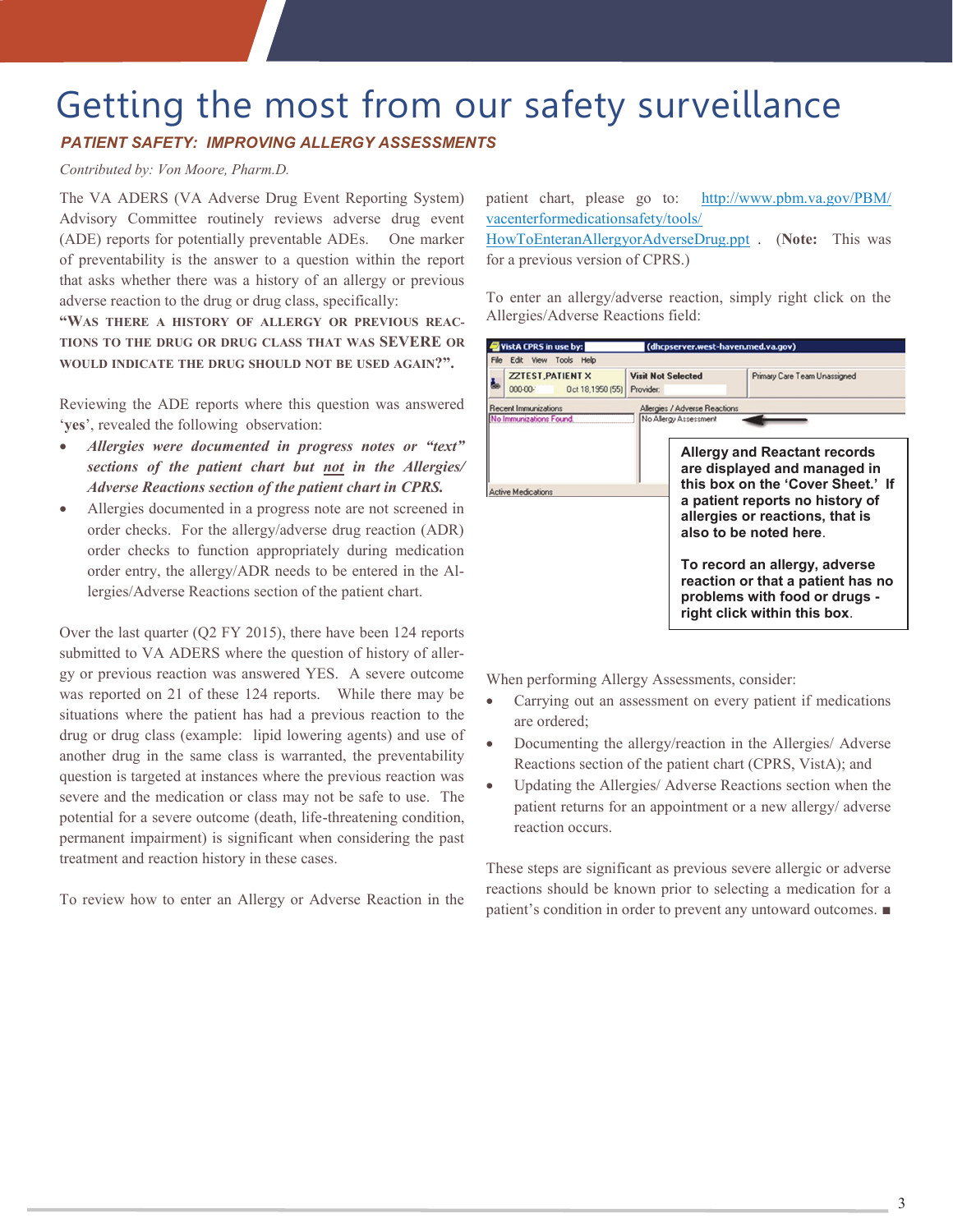# Getting the most from our safety surveillance

***PATIENT SAFETY: IMPROVING ALLERGY ASSESSMENTS***

*Contributed by: Von Moore, Pharm.D.*

The VA ADERS (VA Adverse Drug Event Reporting System) Advisory Committee routinely reviews adverse drug event (ADE) reports for potentially preventable ADEs. One marker of preventability is the answer to a question within the report that asks whether there was a history of an allergy or previous adverse reaction to the drug or drug class, specifically:

**"WAS THERE A HISTORY OF ALLERGY OR PREVIOUS REACTIONS TO THE DRUG OR DRUG CLASS THAT WAS SEVERE OR WOULD INDICATE THE DRUG SHOULD NOT BE USED AGAIN?".**

Reviewing the ADE reports where this question was answered '**yes**', revealed the following observation:

- ***Allergies were documented in progress notes or "text" sections of the patient chart but not in the Allergies/ Adverse Reactions section of the patient chart in CPRS.***
- Allergies documented in a progress note are not screened in order checks. For the allergy/adverse drug reaction (ADR) order checks to function appropriately during medication order entry, the allergy/ADR needs to be entered in the Allergies/Adverse Reactions section of the patient chart.

Over the last quarter (Q2 FY 2015), there have been 124 reports submitted to VA ADERS where the question of history of allergy or previous reaction was answered YES. A severe outcome was reported on 21 of these 124 reports. While there may be situations where the patient has had a previous reaction to the drug or drug class (example: lipid lowering agents) and use of another drug in the same class is warranted, the preventability question is targeted at instances where the previous reaction was severe and the medication or class may not be safe to use. The potential for a severe outcome (death, life-threatening condition, permanent impairment) is significant when considering the past treatment and reaction history in these cases.

To review how to enter an Allergy or Adverse Reaction in the patient chart, please go to: http://www.pbm.va.gov/PBM/vacenterformedicationsafety/tools/HowToEnteranAllergyorAdverseDrug.ppt . (**Note:** This was for a previous version of CPRS.)

To enter an allergy/adverse reaction, simply right click on the Allergies/Adverse Reactions field:

VistA CPRS in use by: (dhcpserver.west-haven.med.va.gov)
File Edit View Tools Help
ZZTEST,PATIENT X 000-00- Oct 18,1950 (55)
Visit Not Selected Provider:
Primary Care Team Unassigned
Recent Immunizations: No Immunizations Found
Allergies / Adverse Reactions: No Allergy Assessment
Active Medications

**Allergy and Reactant records are displayed and managed in this box on the 'Cover Sheet.' If a patient reports no history of allergies or reactions, that is also to be noted here**.

**To record an allergy, adverse reaction or that a patient has no problems with food or drugs - right click within this box**.

When performing Allergy Assessments, consider:

- Carrying out an assessment on every patient if medications are ordered;
- Documenting the allergy/reaction in the Allergies/ Adverse Reactions section of the patient chart (CPRS, VistA); and
- Updating the Allergies/ Adverse Reactions section when the patient returns for an appointment or a new allergy/ adverse reaction occurs.

These steps are significant as previous severe allergic or adverse reactions should be known prior to selecting a medication for a patient's condition in order to prevent any untoward outcomes. ■